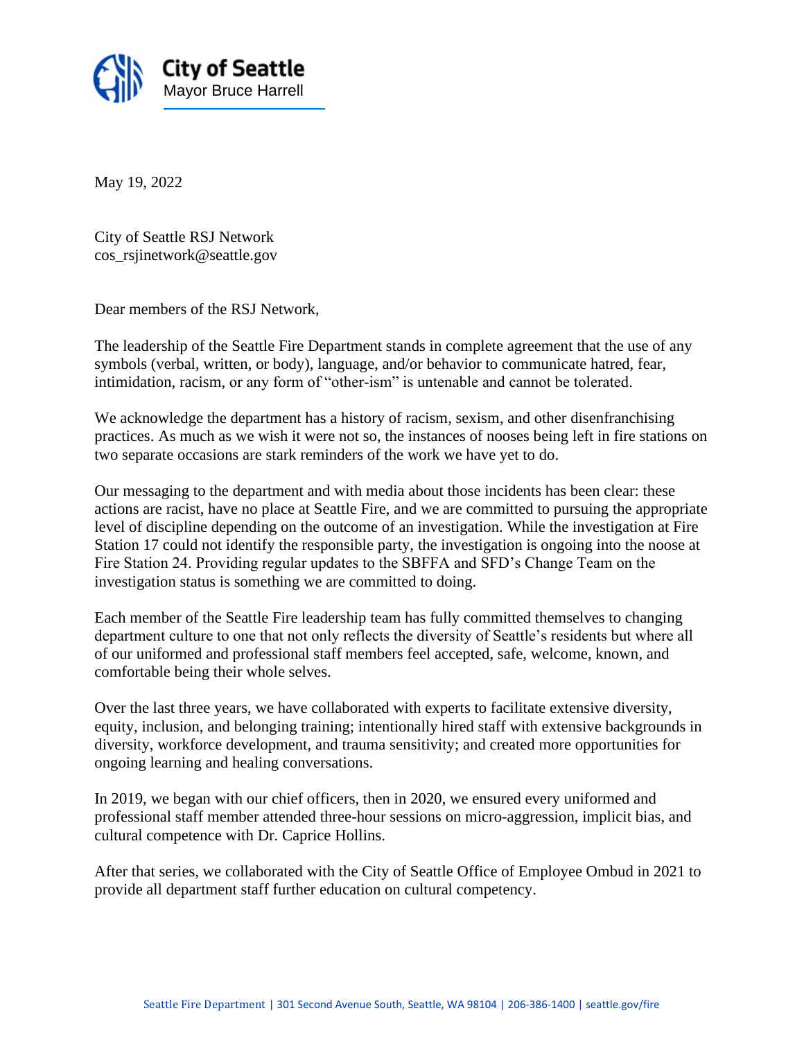**City of Seattle**
Mayor Bruce Harrell

May 19, 2022

City of Seattle RSJ Network
cos_rsjinetwork@seattle.gov

Dear members of the RSJ Network,

The leadership of the Seattle Fire Department stands in complete agreement that the use of any symbols (verbal, written, or body), language, and/or behavior to communicate hatred, fear, intimidation, racism, or any form of "other-ism" is untenable and cannot be tolerated.

We acknowledge the department has a history of racism, sexism, and other disenfranchising practices. As much as we wish it were not so, the instances of nooses being left in fire stations on two separate occasions are stark reminders of the work we have yet to do.

Our messaging to the department and with media about those incidents has been clear: these actions are racist, have no place at Seattle Fire, and we are committed to pursuing the appropriate level of discipline depending on the outcome of an investigation. While the investigation at Fire Station 17 could not identify the responsible party, the investigation is ongoing into the noose at Fire Station 24. Providing regular updates to the SBFFA and SFD's Change Team on the investigation status is something we are committed to doing.

Each member of the Seattle Fire leadership team has fully committed themselves to changing department culture to one that not only reflects the diversity of Seattle's residents but where all of our uniformed and professional staff members feel accepted, safe, welcome, known, and comfortable being their whole selves.

Over the last three years, we have collaborated with experts to facilitate extensive diversity, equity, inclusion, and belonging training; intentionally hired staff with extensive backgrounds in diversity, workforce development, and trauma sensitivity; and created more opportunities for ongoing learning and healing conversations.

In 2019, we began with our chief officers, then in 2020, we ensured every uniformed and professional staff member attended three-hour sessions on micro-aggression, implicit bias, and cultural competence with Dr. Caprice Hollins.

After that series, we collaborated with the City of Seattle Office of Employee Ombud in 2021 to provide all department staff further education on cultural competency.

Seattle Fire Department | 301 Second Avenue South, Seattle, WA 98104 | 206-386-1400 | seattle.gov/fire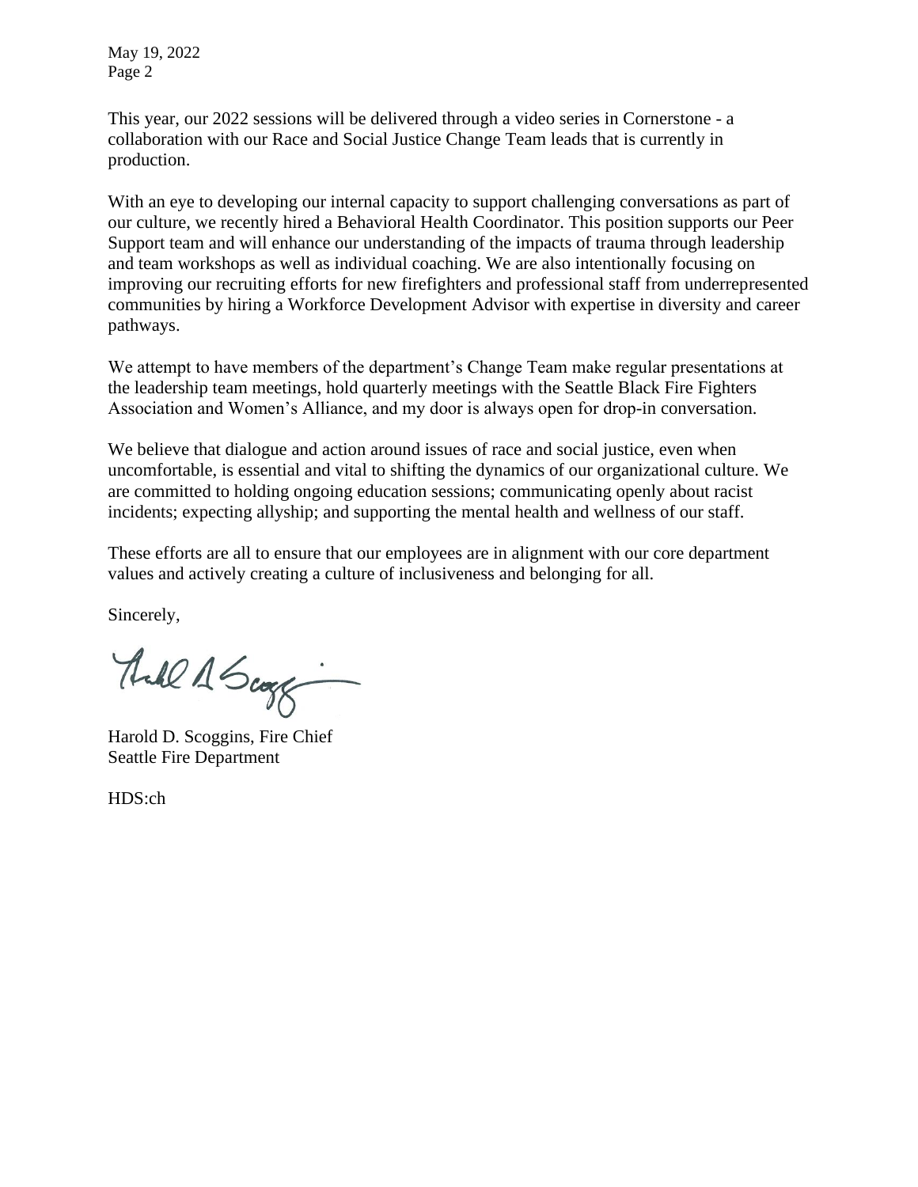This year, our 2022 sessions will be delivered through a video series in Cornerstone - a collaboration with our Race and Social Justice Change Team leads that is currently in production.

With an eye to developing our internal capacity to support challenging conversations as part of our culture, we recently hired a Behavioral Health Coordinator. This position supports our Peer Support team and will enhance our understanding of the impacts of trauma through leadership and team workshops as well as individual coaching. We are also intentionally focusing on improving our recruiting efforts for new firefighters and professional staff from underrepresented communities by hiring a Workforce Development Advisor with expertise in diversity and career pathways.

We attempt to have members of the department's Change Team make regular presentations at the leadership team meetings, hold quarterly meetings with the Seattle Black Fire Fighters Association and Women's Alliance, and my door is always open for drop-in conversation.

We believe that dialogue and action around issues of race and social justice, even when uncomfortable, is essential and vital to shifting the dynamics of our organizational culture. We are committed to holding ongoing education sessions; communicating openly about racist incidents; expecting allyship; and supporting the mental health and wellness of our staff.

These efforts are all to ensure that our employees are in alignment with our core department values and actively creating a culture of inclusiveness and belonging for all.

Sincerely,

Harold D. Scoggins, Fire Chief
Seattle Fire Department

HDS:ch